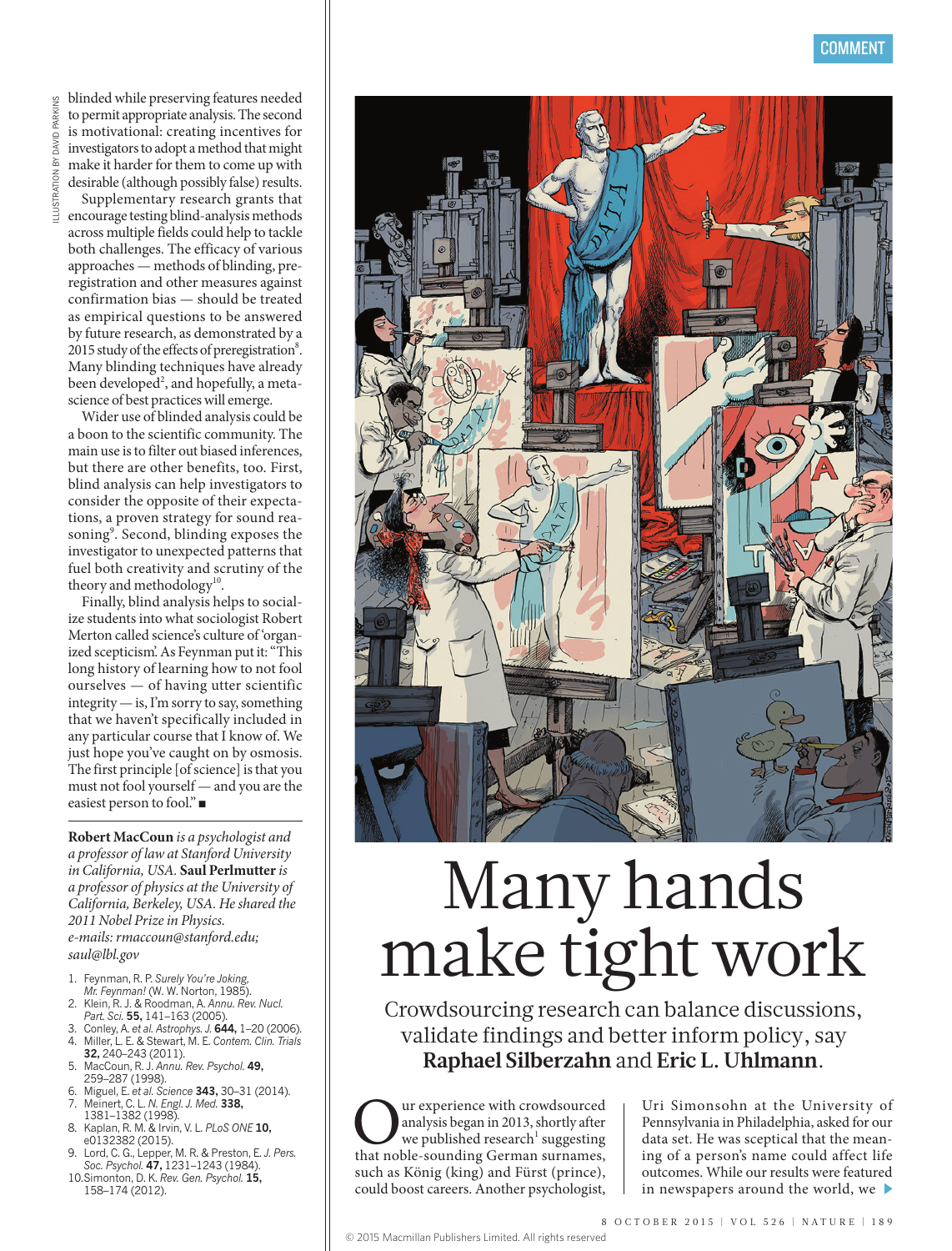blinded while preserving features needed to permit appropriate analysis. The second is motivational: creating incentives for investigators to adopt a method that might make it harder for them to come up with desirable (although possibly false) results.

Supplementary research grants that encourage testing blind-analysis methods across multiple fields could help to tackle both challenges. The efficacy of various approaches — methods of blinding, pre-registration and other measures against confirmation bias — should be treated as empirical questions to be answered by future research, as demonstrated by a 2015 study of the effects of preregistration[8]. Many blinding techniques have already been developed[2], and hopefully, a meta-science of best practices will emerge.

Wider use of blinded analysis could be a boon to the scientific community. The main use is to filter out biased inferences, but there are other benefits, too. First, blind analysis can help investigators to consider the opposite of their expectations, a proven strategy for sound reasoning[9]. Second, blinding exposes the investigator to unexpected patterns that fuel both creativity and scrutiny of the theory and methodology[10].

Finally, blind analysis helps to socialize students into what sociologist Robert Merton called science's culture of 'organized scepticism'. As Feynman put it: "This long history of learning how to not fool ourselves — of having utter scientific integrity — is, I'm sorry to say, something that we haven't specifically included in any particular course that I know of. We just hope you've caught on by osmosis. The first principle [of science] is that you must not fool yourself — and you are the easiest person to fool." ■

**Robert MacCoun** *is a psychologist and a professor of law at Stanford University in California, USA.* **Saul Perlmutter** *is a professor of physics at the University of California, Berkeley, USA. He shared the 2011 Nobel Prize in Physics.*
*e-mails: rmaccoun@stanford.edu; saul@lbl.gov*

1. Feynman, R. P. *Surely You're Joking, Mr. Feynman!* (W. W. Norton, 1985).
2. Klein, R. J. & Roodman, A. *Annu. Rev. Nucl. Part. Sci.* **55,** 141–163 (2005).
3. Conley, A. *et al. Astrophys. J.* **644,** 1–20 (2006).
4. Miller, L. E. & Stewart, M. E. *Contem. Clin. Trials* **32,** 240–243 (2011).
5. MacCoun, R. J. *Annu. Rev. Psychol.* **49,** 259–287 (1998).
6. Miguel, E. *et al. Science* **343,** 30–31 (2014).
7. Meinert, C. L. *N. Engl. J. Med.* **338,** 1381–1382 (1998).
8. Kaplan, R. M. & Irvin, V. L. *PLoS ONE* **10,** e0132382 (2015).
9. Lord, C. G., Lepper, M. R. & Preston, E. *J. Pers. Soc. Psychol.* **47,** 1231–1243 (1984).
10. Simonton, D. K. *Rev. Gen. Psychol.* **15,** 158–174 (2012).

# Many hands make tight work

Crowdsourcing research can balance discussions, validate findings and better inform policy, say **Raphael Silberzahn** and **Eric L. Uhlmann**.

Our experience with crowdsourced analysis began in 2013, shortly after we published research[1] suggesting that noble-sounding German surnames, such as König (king) and Fürst (prince), could boost careers. Another psychologist, Uri Simonsohn at the University of Pennsylvania in Philadelphia, asked for our data set. He was sceptical that the meaning of a person's name could affect life outcomes. While our results were featured in newspapers around the world, we ▶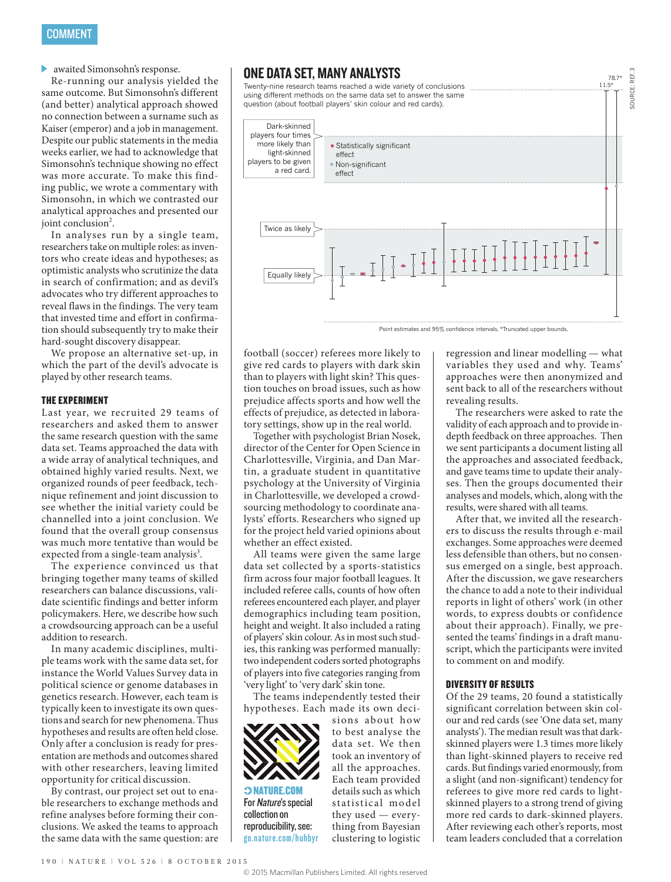awaited Simonsohn's response.

Re-running our analysis yielded the same outcome. But Simonsohn's different (and better) analytical approach showed no connection between a surname such as Kaiser (emperor) and a job in management. Despite our public statements in the media weeks earlier, we had to acknowledge that Simonsohn's technique showing no effect was more accurate. To make this finding public, we wrote a commentary with Simonsohn, in which we contrasted our analytical approaches and presented our joint conclusion[2].

In analyses run by a single team, researchers take on multiple roles: as inventors who create ideas and hypotheses; as optimistic analysts who scrutinize the data in search of confirmation; and as devil's advocates who try different approaches to reveal flaws in the findings. The very team that invested time and effort in confirmation should subsequently try to make their hard-sought discovery disappear.

We propose an alternative set-up, in which the part of the devil's advocate is played by other research teams.

### THE EXPERIMENT

Last year, we recruited 29 teams of researchers and asked them to answer the same research question with the same data set. Teams approached the data with a wide array of analytical techniques, and obtained highly varied results. Next, we organized rounds of peer feedback, technique refinement and joint discussion to see whether the initial variety could be channelled into a joint conclusion. We found that the overall group consensus was much more tentative than would be expected from a single-team analysis[3].

The experience convinced us that bringing together many teams of skilled researchers can balance discussions, validate scientific findings and better inform policymakers. Here, we describe how such a crowdsourcing approach can be a useful addition to research.

In many academic disciplines, multiple teams work with the same data set, for instance the World Values Survey data in political science or genome databases in genetics research. However, each team is typically keen to investigate its own questions and search for new phenomena. Thus hypotheses and results are often held close. Only after a conclusion is ready for presentation are methods and outcomes shared with other researchers, leaving limited opportunity for critical discussion.

By contrast, our project set out to enable researchers to exchange methods and refine analyses before forming their conclusions. We asked the teams to approach the same data with the same question: are football (soccer) referees more likely to give red cards to players with dark skin than to players with light skin? This question touches on broad issues, such as how prejudice affects sports and how well the effects of prejudice, as detected in laboratory settings, show up in the real world.

Together with psychologist Brian Nosek, director of the Center for Open Science in Charlottesville, Virginia, and Dan Martin, a graduate student in quantitative psychology at the University of Virginia in Charlottesville, we developed a crowdsourcing methodology to coordinate analysts' efforts. Researchers who signed up for the project held varied opinions about whether an effect existed.

All teams were given the same large data set collected by a sports-statistics firm across four major football leagues. It included referee calls, counts of how often referees encountered each player, and player demographics including team position, height and weight. It also included a rating of players' skin colour. As in most such studies, this ranking was performed manually: two independent coders sorted photographs of players into five categories ranging from 'very light' to 'very dark' skin tone.

The teams independently tested their hypotheses. Each made its own decisions about how to best analyse the data set. We then took an inventory of all the approaches. Each team provided details such as which statistical model they used — everything from Bayesian clustering to logistic regression and linear modelling — what variables they used and why. Teams' approaches were then anonymized and sent back to all of the researchers without revealing results.

**NATURE.COM**
For *Nature*'s special collection on reproducibility, see: go.nature.com/huhbyr

The researchers were asked to rate the validity of each approach and to provide in-depth feedback on three approaches. Then we sent participants a document listing all the approaches and associated feedback, and gave teams time to update their analyses. Then the groups documented their analyses and models, which, along with the results, were shared with all teams.

After that, we invited all the researchers to discuss the results through e-mail exchanges. Some approaches were deemed less defensible than others, but no consensus emerged on a single, best approach. After the discussion, we gave researchers the chance to add a note to their individual reports in light of others' work (in other words, to express doubts or confidence about their approach). Finally, we presented the teams' findings in a draft manuscript, which the participants were invited to comment on and modify.

### DIVERSITY OF RESULTS

Of the 29 teams, 20 found a statistically significant correlation between skin colour and red cards (see 'One data set, many analysts'). The median result was that dark-skinned players were 1.3 times more likely than light-skinned players to receive red cards. But findings varied enormously, from a slight (and non-significant) tendency for referees to give more red cards to light-skinned players to a strong trend of giving more red cards to dark-skinned players. After reviewing each other's reports, most team leaders concluded that a correlation

## ONE DATA SET, MANY ANALYSTS

Twenty-nine research teams reached a wide variety of conclusions using different methods on the same data set to answer the same question (about football players' skin colour and red cards).

Dark-skinned players four times more likely than light-skinned players to be given a red card.

Twice as likely

Equally likely

• Statistically significant effect
• Non-significant effect

78.7*
11.5*

Point estimates and 95% confidence intervals. *Truncated upper bounds.

SOURCE: REF. 3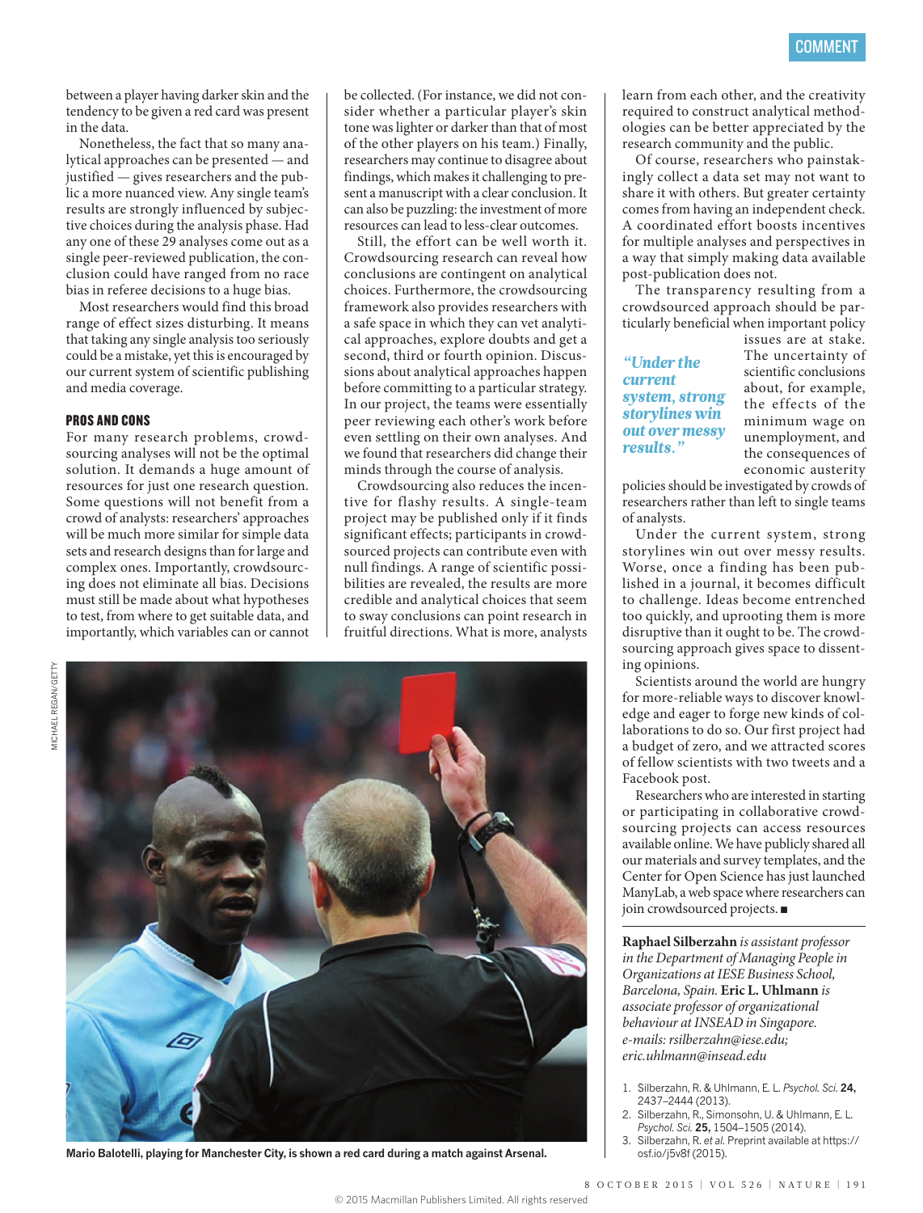between a player having darker skin and the tendency to be given a red card was present in the data.

Nonetheless, the fact that so many analytical approaches can be presented — and justified — gives researchers and the public a more nuanced view. Any single team's results are strongly influenced by subjective choices during the analysis phase. Had any one of these 29 analyses come out as a single peer-reviewed publication, the conclusion could have ranged from no race bias in referee decisions to a huge bias.

Most researchers would find this broad range of effect sizes disturbing. It means that taking any single analysis too seriously could be a mistake, yet this is encouraged by our current system of scientific publishing and media coverage.

## PROS AND CONS

For many research problems, crowdsourcing analyses will not be the optimal solution. It demands a huge amount of resources for just one research question. Some questions will not benefit from a crowd of analysts: researchers' approaches will be much more similar for simple data sets and research designs than for large and complex ones. Importantly, crowdsourcing does not eliminate all bias. Decisions must still be made about what hypotheses to test, from where to get suitable data, and importantly, which variables can or cannot be collected. (For instance, we did not consider whether a particular player's skin tone was lighter or darker than that of most of the other players on his team.) Finally, researchers may continue to disagree about findings, which makes it challenging to present a manuscript with a clear conclusion. It can also be puzzling: the investment of more resources can lead to less-clear outcomes.

Still, the effort can be well worth it. Crowdsourcing research can reveal how conclusions are contingent on analytical choices. Furthermore, the crowdsourcing framework also provides researchers with a safe space in which they can vet analytical approaches, explore doubts and get a second, third or fourth opinion. Discussions about analytical approaches happen before committing to a particular strategy. In our project, the teams were essentially peer reviewing each other's work before even settling on their own analyses. And we found that researchers did change their minds through the course of analysis.

Crowdsourcing also reduces the incentive for flashy results. A single-team project may be published only if it finds significant effects; participants in crowdsourced projects can contribute even with null findings. A range of scientific possibilities are revealed, the results are more credible and analytical choices that seem to sway conclusions can point research in fruitful directions. What is more, analysts learn from each other, and the creativity required to construct analytical methodologies can be better appreciated by the research community and the public.

Of course, researchers who painstakingly collect a data set may not want to share it with others. But greater certainty comes from having an independent check. A coordinated effort boosts incentives for multiple analyses and perspectives in a way that simply making data available post-publication does not.

The transparency resulting from a crowdsourced approach should be particularly beneficial when important policy issues are at stake. The uncertainty of scientific conclusions about, for example, the effects of the minimum wage on unemployment, and the consequences of economic austerity policies should be investigated by crowds of researchers rather than left to single teams of analysts.

> *"Under the current system, strong storylines win out over messy results."*

Under the current system, strong storylines win out over messy results. Worse, once a finding has been published in a journal, it becomes difficult to challenge. Ideas become entrenched too quickly, and uprooting them is more disruptive than it ought to be. The crowdsourcing approach gives space to dissenting opinions.

Scientists around the world are hungry for more-reliable ways to discover knowledge and eager to forge new kinds of collaborations to do so. Our first project had a budget of zero, and we attracted scores of fellow scientists with two tweets and a Facebook post.

Researchers who are interested in starting or participating in collaborative crowdsourcing projects can access resources available online. We have publicly shared all our materials and survey templates, and the Center for Open Science has just launched ManyLab, a web space where researchers can join crowdsourced projects. ■

MICHAEL REGAN/GETTY

Mario Balotelli, playing for Manchester City, is shown a red card during a match against Arsenal.

---

**Raphael Silberzahn** *is assistant professor in the Department of Managing People in Organizations at IESE Business School, Barcelona, Spain.* **Eric L. Uhlmann** *is associate professor of organizational behaviour at INSEAD in Singapore.*
*e-mails: rsilberzahn@iese.edu; eric.uhlmann@insead.edu*

1. Silberzahn, R. & Uhlmann, E. L. *Psychol. Sci.* **24,** 2437–2444 (2013).
2. Silberzahn, R., Simonsohn, U. & Uhlmann, E. L. *Psychol. Sci.* **25,** 1504–1505 (2014).
3. Silberzahn, R. *et al.* Preprint available at https://osf.io/j5v8f (2015).